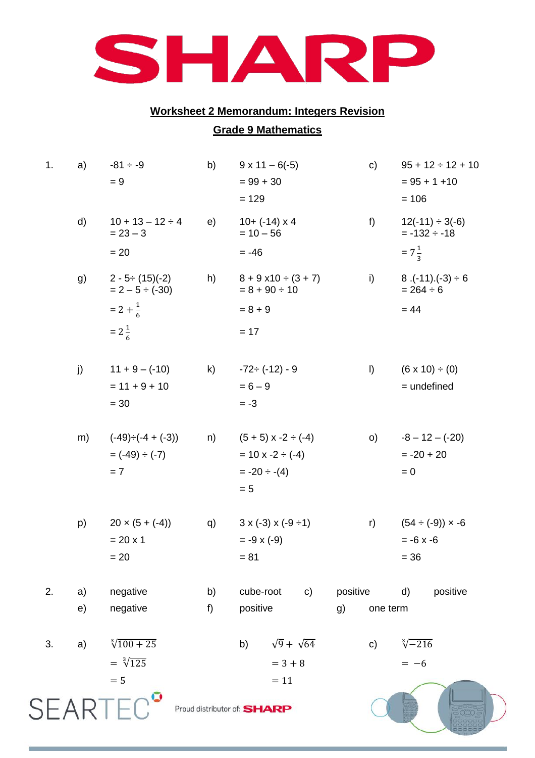SHARP

## Worksheet 2 Memorandum: Integers Revision

## Grade 9 Mathematics

1.

a) -81 ÷ -9
= 9

b) 9 x 11 – 6(-5)
= 99 + 30
= 129

c) 95 + 12 ÷ 12 + 10
= 95 + 1 +10
= 106

d) 10 + 13 – 12 ÷ 4
= 23 – 3
= 20

e) 10+ (-14) x 4
= 10 – 56
= -46

f) 12(-11) ÷ 3(-6)
= -132 ÷ -18
= $7\frac{1}{3}$

g) 2 - 5÷ (15)(-2)
= 2 – 5 ÷ (-30)
= $2 + \frac{1}{6}$
= $2\frac{1}{6}$

h) 8 + 9 x10 ÷ (3 + 7)
= 8 + 90 ÷ 10
= 8 + 9
= 17

i) 8 .(-11).(-3) ÷ 6
= 264 ÷ 6
= 44

j) 11 + 9 – (-10)
= 11 + 9 + 10
= 30

k) -72÷ (-12) - 9
= 6 – 9
= -3

l) (6 x 10) ÷ (0)
= undefined

m) (-49)÷(-4 + (-3))
= (-49) ÷ (-7)
= 7

n) (5 + 5) x -2 ÷ (-4)
= 10 x -2 ÷ (-4)
= -20 ÷ -(4)
= 5

o) -8 – 12 – (-20)
= -20 + 20
= 0

p) 20 × (5 + (-4))
= 20 x 1
= 20

q) 3 x (-3) x (-9 ÷1)
= -9 x (-9)
= 81

r) (54 ÷ (-9)) × -6
= -6 x -6
= 36

2.

a) negative
b) cube-root
c) positive
d) positive
e) negative
f) positive
g) one term

3.

a) $\sqrt[3]{100 + 25}$
$= \sqrt[3]{125}$
$= 5$

b) $\sqrt{9} + \sqrt{64}$
$= 3 + 8$
$= 11$

c) $\sqrt[3]{-216}$
$= -6$

SEARTEC — Proud distributor of: SHARP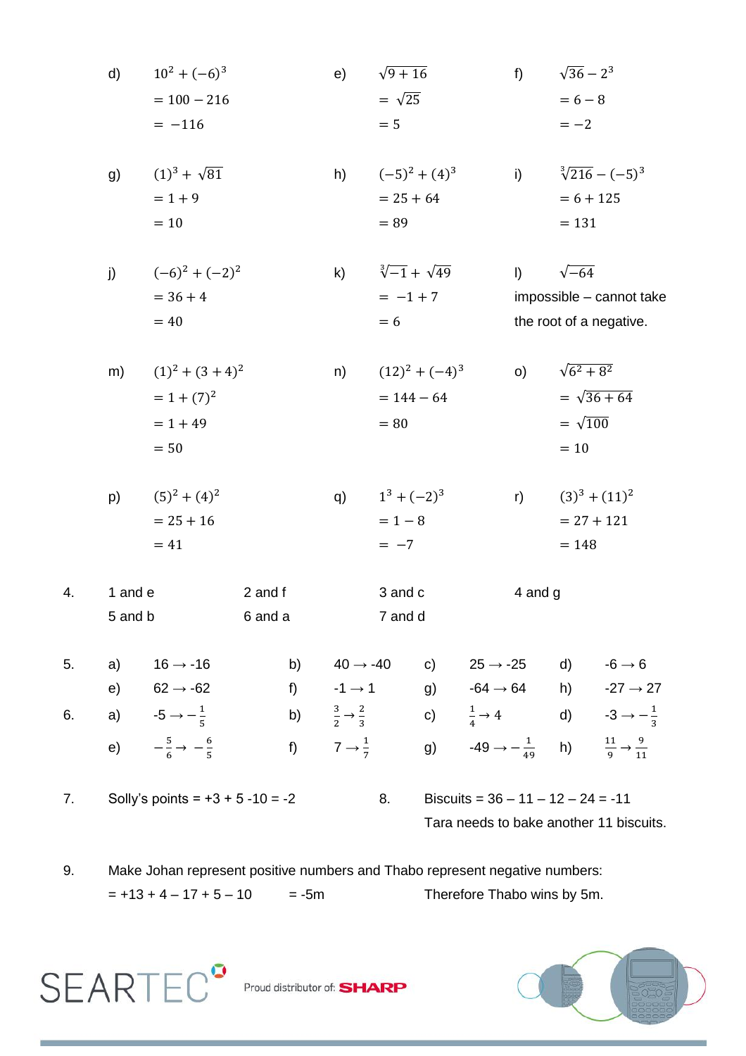d) $10^2 + (-6)^3$
$= 100 - 216$
$= -116$

e) $\sqrt{9+16}$
$= \sqrt{25}$
$= 5$

f) $\sqrt{36} - 2^3$
$= 6 - 8$
$= -2$

g) $(1)^3 + \sqrt{81}$
$= 1 + 9$
$= 10$

h) $(-5)^2 + (4)^3$
$= 25 + 64$
$= 89$

i) $\sqrt[3]{216} - (-5)^3$
$= 6 + 125$
$= 131$

j) $(-6)^2 + (-2)^2$
$= 36 + 4$
$= 40$

k) $\sqrt[3]{-1} + \sqrt{49}$
$= -1 + 7$
$= 6$

l) $\sqrt{-64}$
impossible – cannot take the root of a negative.

m) $(1)^2 + (3+4)^2$
$= 1 + (7)^2$
$= 1 + 49$
$= 50$

n) $(12)^2 + (-4)^3$
$= 144 - 64$
$= 80$

o) $\sqrt{6^2 + 8^2}$
$= \sqrt{36 + 64}$
$= \sqrt{100}$
$= 10$

p) $(5)^2 + (4)^2$
$= 25 + 16$
$= 41$

q) $1^3 + (-2)^3$
$= 1 - 8$
$= -7$

r) $(3)^3 + (11)^2$
$= 27 + 121$
$= 148$

4. 1 and e; 2 and f; 3 and c; 4 and g; 5 and b; 6 and a; 7 and d

5. a) $16 \rightarrow -16$ b) $40 \rightarrow -40$ c) $25 \rightarrow -25$ d) $-6 \rightarrow 6$
e) $62 \rightarrow -62$ f) $-1 \rightarrow 1$ g) $-64 \rightarrow 64$ h) $-27 \rightarrow 27$

6. a) $-5 \rightarrow -\frac{1}{5}$ b) $\frac{3}{2} \rightarrow \frac{2}{3}$ c) $\frac{1}{4} \rightarrow 4$ d) $-3 \rightarrow -\frac{1}{3}$
e) $-\frac{5}{6} \rightarrow -\frac{6}{5}$ f) $7 \rightarrow \frac{1}{7}$ g) $-49 \rightarrow -\frac{1}{49}$ h) $\frac{11}{9} \rightarrow \frac{9}{11}$

7. Solly's points = +3 + 5 -10 = -2

8. Biscuits = 36 – 11 – 12 – 24 = -11
Tara needs to bake another 11 biscuits.

9. Make Johan represent positive numbers and Thabo represent negative numbers:
= +13 + 4 – 17 + 5 – 10 = -5m
Therefore Thabo wins by 5m.

SEARTEC Proud distributor of: SHARP